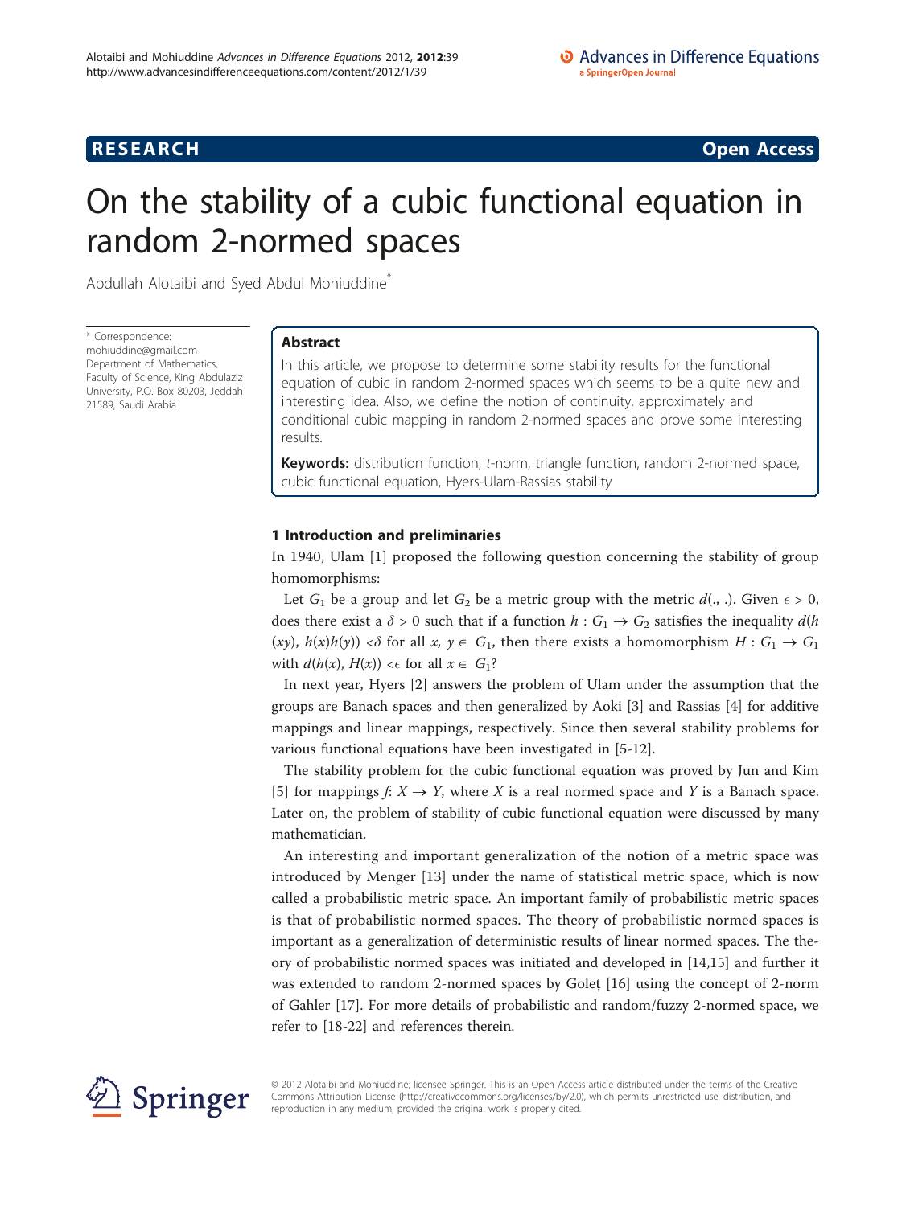# On the stability of a cubic functional equation in random 2-normed spaces

Abdullah Alotaibi and Syed Abdul Mohiuddine*

\* Correspondence: mohiuddine@gmail.com
Department of Mathematics, Faculty of Science, King Abdulaziz University, P.O. Box 80203, Jeddah 21589, Saudi Arabia

## Abstract

In this article, we propose to determine some stability results for the functional equation of cubic in random 2-normed spaces which seems to be a quite new and interesting idea. Also, we define the notion of continuity, approximately and conditional cubic mapping in random 2-normed spaces and prove some interesting results.

**Keywords:** distribution function, *t*-norm, triangle function, random 2-normed space, cubic functional equation, Hyers-Ulam-Rassias stability

## 1 Introduction and preliminaries

In 1940, Ulam [1] proposed the following question concerning the stability of group homomorphisms:

Let $G_1$ be a group and let $G_2$ be a metric group with the metric $d(.,.)$. Given $\epsilon > 0$, does there exist a $\delta > 0$ such that if a function $h : G_1 \to G_2$ satisfies the inequality $d(h(xy), h(x)h(y)) < \delta$ for all $x, y \in G_1$, then there exists a homomorphism $H : G_1 \to G_1$ with $d(h(x), H(x)) < \epsilon$ for all $x \in G_1$?

In next year, Hyers [2] answers the problem of Ulam under the assumption that the groups are Banach spaces and then generalized by Aoki [3] and Rassias [4] for additive mappings and linear mappings, respectively. Since then several stability problems for various functional equations have been investigated in [5-12].

The stability problem for the cubic functional equation was proved by Jun and Kim [5] for mappings $f: X \to Y$, where $X$ is a real normed space and $Y$ is a Banach space. Later on, the problem of stability of cubic functional equation were discussed by many mathematician.

An interesting and important generalization of the notion of a metric space was introduced by Menger [13] under the name of statistical metric space, which is now called a probabilistic metric space. An important family of probabilistic metric spaces is that of probabilistic normed spaces. The theory of probabilistic normed spaces is important as a generalization of deterministic results of linear normed spaces. The theory of probabilistic normed spaces was initiated and developed in [14,15] and further it was extended to random 2-normed spaces by Goleț [16] using the concept of 2-norm of Gahler [17]. For more details of probabilistic and random/fuzzy 2-normed space, we refer to [18-22] and references therein.

© 2012 Alotaibi and Mohiuddine; licensee Springer. This is an Open Access article distributed under the terms of the Creative Commons Attribution License (http://creativecommons.org/licenses/by/2.0), which permits unrestricted use, distribution, and reproduction in any medium, provided the original work is properly cited.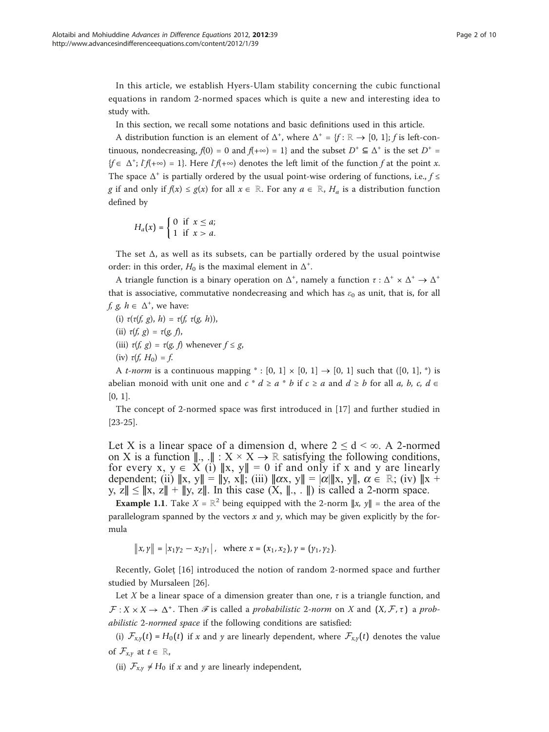In this article, we establish Hyers-Ulam stability concerning the cubic functional equations in random 2-normed spaces which is quite a new and interesting idea to study with.

In this section, we recall some notations and basic definitions used in this article.

A distribution function is an element of $\Delta^+$, where $\Delta^+ = \{f : \mathbb{R} \to [0, 1]; f$ is left-continuous, nondecreasing, $f(0) = 0$ and $f(+\infty) = 1\}$ and the subset $D^+ \subseteq \Delta^+$ is the set $D^+ = \{f \in \Delta^+; l^- f(+\infty) = 1\}$. Here $l^- f(+\infty)$ denotes the left limit of the function $f$ at the point $x$. The space $\Delta^+$ is partially ordered by the usual point-wise ordering of functions, i.e., $f \leq g$ if and only if $f(x) \leq g(x)$ for all $x \in \mathbb{R}$. For any $a \in \mathbb{R}$, $H_a$ is a distribution function defined by

$$H_a(x) = \begin{cases} 0 & \text{if } x \leq a; \\ 1 & \text{if } x > a. \end{cases}$$

The set $\Delta$, as well as its subsets, can be partially ordered by the usual pointwise order: in this order, $H_0$ is the maximal element in $\Delta^+$.

A triangle function is a binary operation on $\Delta^+$, namely a function $\tau : \Delta^+ \times \Delta^+ \to \Delta^+$ that is associative, commutative nondecreasing and which has $\varepsilon_0$ as unit, that is, for all $f, g, h \in \Delta^+$, we have:

(i) $\tau(\tau(f, g), h) = \tau(f, \tau(g, h))$,

(ii) $\tau(f, g) = \tau(g, f)$,

(iii) $\tau(f, g) = \tau(g, f)$ whenever $f \leq g$,

(iv) $\tau(f, H_0) = f$.

A *t-norm* is a continuous mapping $* : [0, 1] \times [0, 1] \to [0, 1]$ such that $([0, 1], *)$ is abelian monoid with unit one and $c * d \geq a * b$ if $c \geq a$ and $d \geq b$ for all $a, b, c, d \in [0, 1]$.

The concept of 2-normed space was first introduced in [17] and further studied in [23-25].

Let X is a linear space of a dimension d, where $2 \leq d < \infty$. A 2-normed on X is a function $\|., .\| : X \times X \to \mathbb{R}$ satisfying the following conditions, for every $x, y \in X$ (i) $\|x, y\| = 0$ if and only if x and y are linearly dependent; (ii) $\|x, y\| = \|y, x\|$; (iii) $\|\alpha x, y\| = |\alpha|\|x, y\|$, $\alpha \in \mathbb{R}$; (iv) $\|x + y, z\| \leq \|x, z\| + \|y, z\|$. In this case $(X, \|., .\|)$ is called a 2-norm space.

**Example 1.1**. Take $X = \mathbb{R}^2$ being equipped with the 2-norm $\|x, y\|$ = the area of the parallelogram spanned by the vectors $x$ and $y$, which may be given explicitly by the formula

$$\|x, y\| = |x_1 y_2 - x_2 y_1|, \quad \text{where } x = (x_1, x_2), y = (y_1, y_2).$$

Recently, Goleţ [16] introduced the notion of random 2-normed space and further studied by Mursaleen [26].

Let $X$ be a linear space of a dimension greater than one, $\tau$ is a triangle function, and $\mathcal{F} : X \times X \to \Delta^+$. Then $\mathcal{F}$ is called a *probabilistic 2-norm* on $X$ and $(X, \mathcal{F}, \tau)$ a *probabilistic 2-normed space* if the following conditions are satisfied:

(i) $\mathcal{F}_{x,y}(t) = H_0(t)$ if $x$ and $y$ are linearly dependent, where $\mathcal{F}_{x,y}(t)$ denotes the value of $\mathcal{F}_{x,y}$ at $t \in \mathbb{R}$,

(ii) $\mathcal{F}_{x,y} \neq H_0$ if $x$ and $y$ are linearly independent,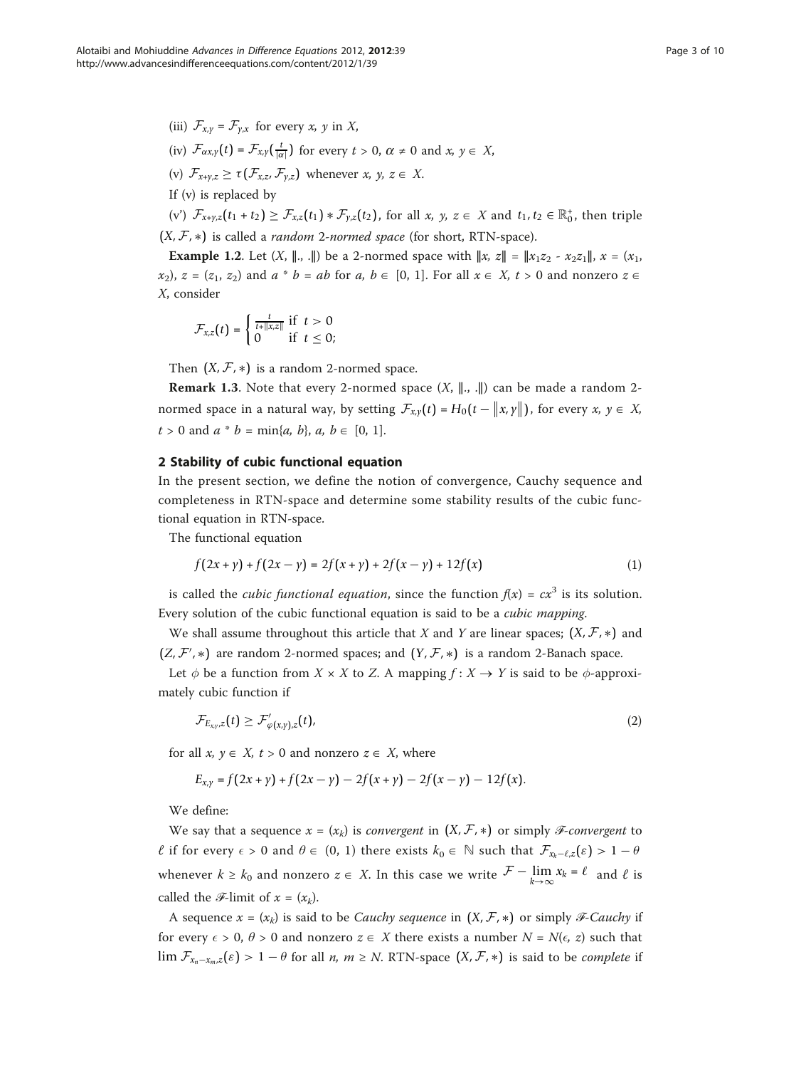(iii) $\mathcal{F}_{x,y} = \mathcal{F}_{y,x}$ for every $x$, $y$ in $X$,

(iv) $\mathcal{F}_{\alpha x,y}(t) = \mathcal{F}_{x,y}(\frac{t}{|\alpha|})$ for every $t > 0$, $\alpha \neq 0$ and $x, y \in X$,

(v) $\mathcal{F}_{x+y,z} \geq \tau(\mathcal{F}_{x,z}, \mathcal{F}_{y,z})$ whenever $x, y, z \in X$.

If (v) is replaced by

(v') $\mathcal{F}_{x+y,z}(t_1 + t_2) \geq \mathcal{F}_{x,z}(t_1) * \mathcal{F}_{y,z}(t_2)$, for all $x, y, z \in X$ and $t_1, t_2 \in \mathbb{R}_0^+$, then triple $(X, \mathcal{F}, *)$ is called a *random 2-normed space* (for short, RTN-space).

**Example 1.2**. Let $(X, \|.,.\|)$ be a 2-normed space with $\|x, z\| = \|x_1z_2 - x_2z_1\|$, $x = (x_1, x_2)$, $z = (z_1, z_2)$ and $a * b = ab$ for $a, b \in [0, 1]$. For all $x \in X$, $t > 0$ and nonzero $z \in X$, consider

$$\mathcal{F}_{x,z}(t) = \begin{cases} \frac{t}{t+\|x,z\|} & \text{if } t > 0 \\ 0 & \text{if } t \leq 0; \end{cases}$$

Then $(X, \mathcal{F}, *)$ is a random 2-normed space.

**Remark 1.3**. Note that every 2-normed space $(X, \|.,.\|)$ can be made a random 2-normed space in a natural way, by setting $\mathcal{F}_{x,y}(t) = H_0(t - \|x, y\|)$, for every $x, y \in X$, $t > 0$ and $a * b = \min\{a, b\}$, $a, b \in [0, 1]$.

## 2 Stability of cubic functional equation

In the present section, we define the notion of convergence, Cauchy sequence and completeness in RTN-space and determine some stability results of the cubic functional equation in RTN-space.

The functional equation

$$f(2x + y) + f(2x - y) = 2f(x + y) + 2f(x - y) + 12f(x) \tag{1}$$

is called the *cubic functional equation*, since the function $f(x) = cx^3$ is its solution. Every solution of the cubic functional equation is said to be a *cubic mapping*.

We shall assume throughout this article that $X$ and $Y$ are linear spaces; $(X, \mathcal{F}, *)$ and $(Z, \mathcal{F}', *)$ are random 2-normed spaces; and $(Y, \mathcal{F}, *)$ is a random 2-Banach space.

Let $\phi$ be a function from $X \times X$ to $Z$. A mapping $f : X \to Y$ is said to be $\phi$-approximately cubic function if

$$\mathcal{F}_{E_{x,y},z}(t) \geq \mathcal{F}'_{\varphi(x,y),z}(t), \tag{2}$$

for all $x, y \in X$, $t > 0$ and nonzero $z \in X$, where

$$E_{x,y} = f(2x + y) + f(2x - y) - 2f(x + y) - 2f(x - y) - 12f(x).$$

We define:

We say that a sequence $x = (x_k)$ is *convergent* in $(X, \mathcal{F}, *)$ or simply $\mathscr{F}$*-convergent* to $\ell$ if for every $\epsilon > 0$ and $\theta \in (0, 1)$ there exists $k_0 \in \mathbb{N}$ such that $\mathcal{F}_{x_k-\ell,z}(\varepsilon) > 1 - \theta$ whenever $k \geq k_0$ and nonzero $z \in X$. In this case we write $\mathcal{F} - \lim_{k\to\infty} x_k = \ell$ and $\ell$ is called the $\mathscr{F}$-limit of $x = (x_k)$.

A sequence $x = (x_k)$ is said to be *Cauchy sequence* in $(X, \mathcal{F}, *)$ or simply $\mathscr{F}$*-Cauchy* if for every $\epsilon > 0$, $\theta > 0$ and nonzero $z \in X$ there exists a number $N = N(\epsilon, z)$ such that $\lim \mathcal{F}_{x_n-x_m,z}(\varepsilon) > 1 - \theta$ for all $n, m \geq N$. RTN-space $(X, \mathcal{F}, *)$ is said to be *complete* if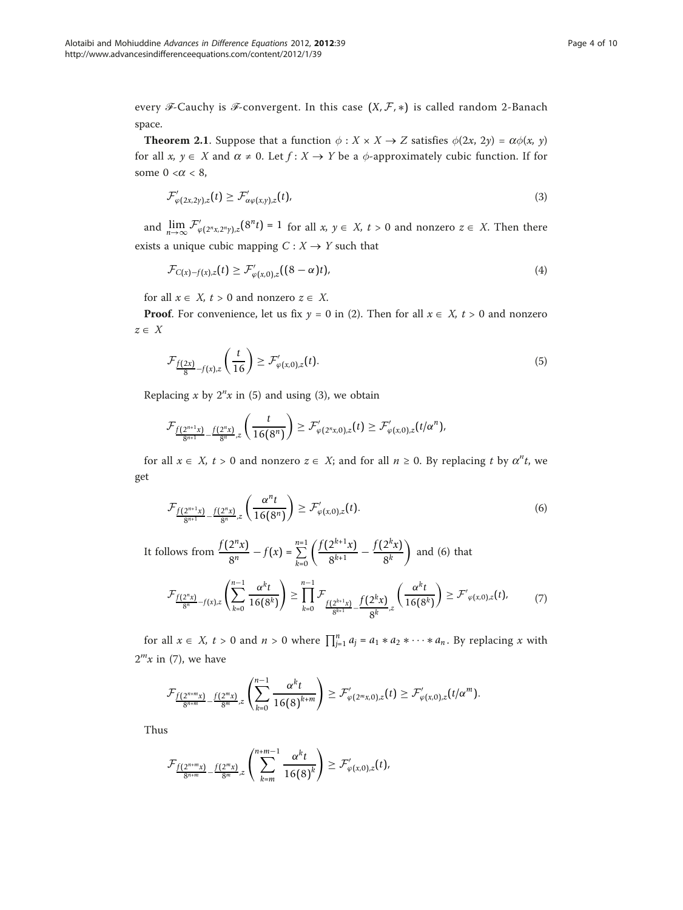every $\mathscr{F}$-Cauchy is $\mathscr{F}$-convergent. In this case $(X, \mathcal{F}, *)$ is called random 2-Banach space.

**Theorem 2.1**. Suppose that a function $\phi : X \times X \to Z$ satisfies $\phi(2x, 2y) = \alpha\phi(x, y)$ for all $x, y \in X$ and $\alpha \neq 0$. Let $f : X \to Y$ be a $\phi$-approximately cubic function. If for some $0 < \alpha < 8$,

$$\mathcal{F}'_{\varphi(2x,2y),z}(t) \geq \mathcal{F}'_{\alpha\varphi(x,y),z}(t), \tag{3}$$

and $\lim_{n\to\infty} \mathcal{F}'_{\varphi(2^n x, 2^n y),z}(8^n t) = 1$ for all $x, y \in X$, $t > 0$ and nonzero $z \in X$. Then there exists a unique cubic mapping $C : X \to Y$ such that

$$\mathcal{F}_{C(x)-f(x),z}(t) \geq \mathcal{F}'_{\varphi(x,0),z}((8-\alpha)t), \tag{4}$$

for all $x \in X$, $t > 0$ and nonzero $z \in X$.

**Proof**. For convenience, let us fix $y = 0$ in (2). Then for all $x \in X$, $t > 0$ and nonzero $z \in X$

$$\mathcal{F}_{\frac{f(2x)}{8}-f(x),z}\left(\frac{t}{16}\right) \geq \mathcal{F}'_{\varphi(x,0),z}(t). \tag{5}$$

Replacing $x$ by $2^n x$ in (5) and using (3), we obtain

$$\mathcal{F}_{\frac{f(2^{n+1}x)}{8^{n+1}}-\frac{f(2^n x)}{8^n},z}\left(\frac{t}{16(8^n)}\right) \geq \mathcal{F}'_{\varphi(2^n x,0),z}(t) \geq \mathcal{F}'_{\varphi(x,0),z}(t/\alpha^n),$$

for all $x \in X$, $t > 0$ and nonzero $z \in X$; and for all $n \geq 0$. By replacing $t$ by $\alpha^n t$, we get

$$\mathcal{F}_{\frac{f(2^{n+1}x)}{8^{n+1}}-\frac{f(2^n x)}{8^n},z}\left(\frac{\alpha^n t}{16(8^n)}\right) \geq \mathcal{F}'_{\varphi(x,0),z}(t). \tag{6}$$

It follows from $\frac{f(2^n x)}{8^n} - f(x) = \sum_{k=0}^{n-1}\left(\frac{f(2^{k+1}x)}{8^{k+1}} - \frac{f(2^k x)}{8^k}\right)$ and (6) that

$$\mathcal{F}_{\frac{f(2^n x)}{8^n}-f(x),z}\left(\sum_{k=0}^{n-1}\frac{\alpha^k t}{16(8^k)}\right) \geq \prod_{k=0}^{n-1}\mathcal{F}_{\frac{f(2^{k+1}x)}{8^{k+1}}-\frac{f(2^k x)}{8^k},z}\left(\frac{\alpha^k t}{16(8^k)}\right) \geq \mathcal{F}'_{\varphi(x,0),z}(t), \tag{7}$$

for all $x \in X$, $t > 0$ and $n > 0$ where $\prod_{j=1}^{n} a_j = a_1 * a_2 * \cdots * a_n$. By replacing $x$ with $2^m x$ in (7), we have

$$\mathcal{F}_{\frac{f(2^{n+m}x)}{8^{n+m}}-\frac{f(2^m x)}{8^m},z}\left(\sum_{k=0}^{n-1}\frac{\alpha^k t}{16(8)^{k+m}}\right) \geq \mathcal{F}'_{\varphi(2^m x,0),z}(t) \geq \mathcal{F}'_{\varphi(x,0),z}(t/\alpha^m).$$

Thus

$$\mathcal{F}_{\frac{f(2^{n+m}x)}{8^{n+m}}-\frac{f(2^m x)}{8^m},z}\left(\sum_{k=m}^{n+m-1}\frac{\alpha^k t}{16(8)^k}\right) \geq \mathcal{F}'_{\varphi(x,0),z}(t),$$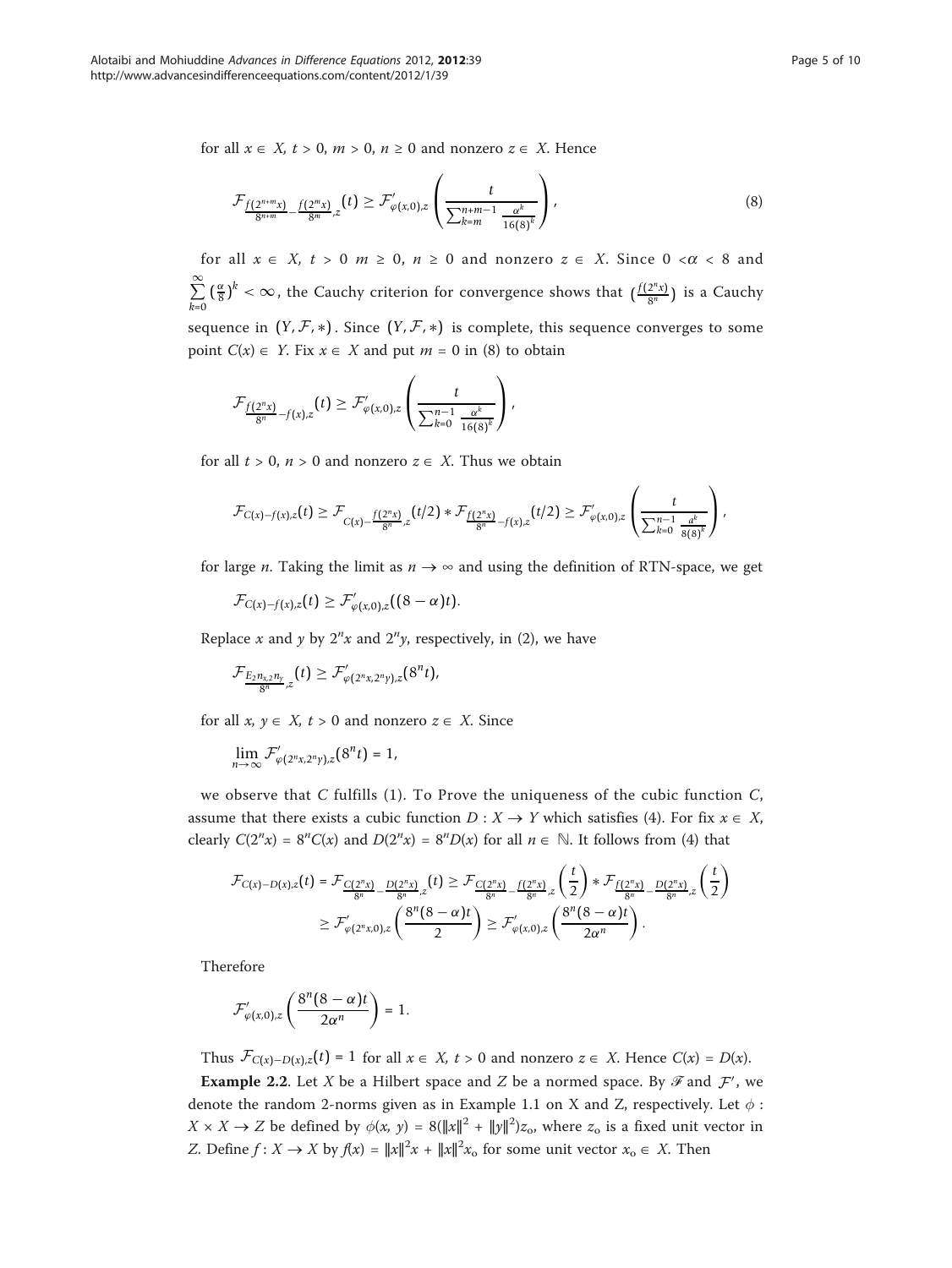for all $x \in X$, $t > 0$, $m > 0$, $n \geq 0$ and nonzero $z \in X$. Hence

$$\mathcal{F}_{\frac{f(2^{n+m}x)}{8^{n+m}} - \frac{f(2^m x)}{8^m}, z}(t) \geq \mathcal{F}'_{\varphi(x,0),z}\left(\frac{t}{\sum_{k=m}^{n+m-1} \frac{\alpha^k}{16(8)^k}}\right), \tag{8}$$

for all $x \in X$, $t > 0$ $m \geq 0$, $n \geq 0$ and nonzero $z \in X$. Since $0 < \alpha < 8$ and $\sum_{k=0}^{\infty} \left(\frac{\alpha}{8}\right)^k < \infty$, the Cauchy criterion for convergence shows that $\left(\frac{f(2^n x)}{8^n}\right)$ is a Cauchy sequence in $(Y, \mathcal{F}, *)$. Since $(Y, \mathcal{F}, *)$ is complete, this sequence converges to some point $C(x) \in Y$. Fix $x \in X$ and put $m = 0$ in (8) to obtain

$$\mathcal{F}_{\frac{f(2^n x)}{8^n} - f(x), z}(t) \geq \mathcal{F}'_{\varphi(x,0),z}\left(\frac{t}{\sum_{k=0}^{n-1} \frac{\alpha^k}{16(8)^k}}\right),$$

for all $t > 0$, $n > 0$ and nonzero $z \in X$. Thus we obtain

$$\mathcal{F}_{C(x)-f(x),z}(t) \geq \mathcal{F}_{C(x) - \frac{f(2^n x)}{8^n}, z}(t/2) * \mathcal{F}_{\frac{f(2^n x)}{8^n} - f(x), z}(t/2) \geq \mathcal{F}'_{\varphi(x,0),z}\left(\frac{t}{\sum_{k=0}^{n-1} \frac{\alpha^k}{8(8)^k}}\right),$$

for large $n$. Taking the limit as $n \to \infty$ and using the definition of RTN-space, we get

$$\mathcal{F}_{C(x)-f(x),z}(t) \geq \mathcal{F}'_{\varphi(x,0),z}((8-\alpha)t).$$

Replace $x$ and $y$ by $2^n x$ and $2^n y$, respectively, in (2), we have

$$\mathcal{F}_{\frac{E_2 n_{x,2} n_y}{8^n}, z}(t) \geq \mathcal{F}'_{\varphi(2^n x, 2^n y),z}(8^n t),$$

for all $x, y \in X$, $t > 0$ and nonzero $z \in X$. Since

$$\lim_{n\to\infty} \mathcal{F}'_{\varphi(2^n x, 2^n y),z}(8^n t) = 1,$$

we observe that $C$ fulfills (1). To Prove the uniqueness of the cubic function $C$, assume that there exists a cubic function $D : X \to Y$ which satisfies (4). For fix $x \in X$, clearly $C(2^n x) = 8^n C(x)$ and $D(2^n x) = 8^n D(x)$ for all $n \in \mathbb{N}$. It follows from (4) that

$$\begin{aligned}
\mathcal{F}_{C(x)-D(x),z}(t) &= \mathcal{F}_{\frac{C(2^n x)}{8^n} - \frac{D(2^n x)}{8^n}, z}(t) \geq \mathcal{F}_{\frac{C(2^n x)}{8^n} - \frac{f(2^n x)}{8^n}, z}\left(\frac{t}{2}\right) * \mathcal{F}_{\frac{f(2^n x)}{8^n} - \frac{D(2^n x)}{8^n}, z}\left(\frac{t}{2}\right) \\
&\geq \mathcal{F}'_{\varphi(2^n x, 0),z}\left(\frac{8^n(8-\alpha)t}{2}\right) \geq \mathcal{F}'_{\varphi(x,0),z}\left(\frac{8^n(8-\alpha)t}{2\alpha^n}\right).
\end{aligned}$$

Therefore

$$\mathcal{F}'_{\varphi(x,0),z}\left(\frac{8^n(8-\alpha)t}{2\alpha^n}\right) = 1.$$

Thus $\mathcal{F}_{C(x)-D(x),z}(t) = 1$ for all $x \in X$, $t > 0$ and nonzero $z \in X$. Hence $C(x) = D(x)$.

**Example 2.2**. Let $X$ be a Hilbert space and $Z$ be a normed space. By $\mathscr{F}$ and $\mathcal{F}'$, we denote the random 2-norms given as in Example 1.1 on X and Z, respectively. Let $\phi : X \times X \to Z$ be defined by $\phi(x, y) = 8(\|x\|^2 + \|y\|^2)z_o$, where $z_o$ is a fixed unit vector in Z. Define $f : X \to X$ by $f(x) = \|x\|^2 x + \|x\|^2 x_o$ for some unit vector $x_o \in X$. Then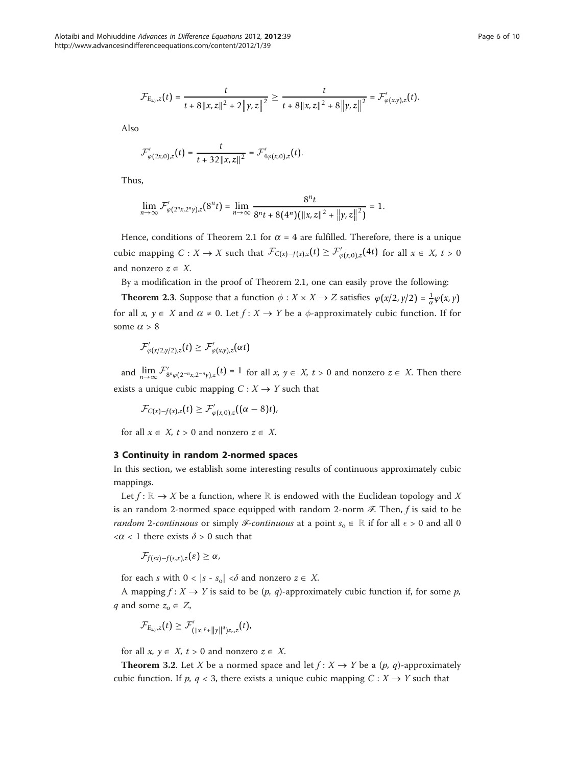$$\mathcal{F}_{E_{x,y},z}(t) = \frac{t}{t + 8\|x, z\|^2 + 2\|y, z\|^2} \geq \frac{t}{t + 8\|x, z\|^2 + 8\|y, z\|^2} = \mathcal{F}'_{\varphi(x,y),z}(t).$$

Also

$$\mathcal{F}'_{\varphi(2x,0),z}(t) = \frac{t}{t + 32\|x, z\|^2} = \mathcal{F}'_{4\varphi(x,0),z}(t).$$

Thus,

$$\lim_{n\to\infty} \mathcal{F}'_{\varphi(2^n x, 2^n y),z}(8^n t) = \lim_{n\to\infty} \frac{8^n t}{8^n t + 8(4^n)(\|x, z\|^2 + \|y, z\|^2)} = 1.$$

Hence, conditions of Theorem 2.1 for $\alpha = 4$ are fulfilled. Therefore, there is a unique cubic mapping $C : X \to X$ such that $\mathcal{F}_{C(x)-f(x),z}(t) \geq \mathcal{F}'_{\varphi(x,0),z}(4t)$ for all $x \in X$, $t > 0$ and nonzero $z \in X$.

By a modification in the proof of Theorem 2.1, one can easily prove the following:

**Theorem 2.3**. Suppose that a function $\phi : X \times X \to Z$ satisfies $\varphi(x/2, y/2) = \frac{1}{\alpha}\varphi(x, y)$ for all $x, y \in X$ and $\alpha \neq 0$. Let $f : X \to Y$ be a $\phi$-approximately cubic function. If for some $\alpha > 8$

$$\mathcal{F}'_{\varphi(x/2,y/2),z}(t) \geq \mathcal{F}'_{\varphi(x,y),z}(\alpha t)$$

and $\lim_{n\to\infty} \mathcal{F}'_{8^n\varphi(2^{-n}x,2^{-n}y),z}(t) = 1$ for all $x, y \in X$, $t > 0$ and nonzero $z \in X$. Then there exists a unique cubic mapping $C : X \to Y$ such that

$$\mathcal{F}_{C(x)-f(x),z}(t) \geq \mathcal{F}'_{\varphi(x,0),z}((\alpha - 8)t),$$

for all $x \in X$, $t > 0$ and nonzero $z \in X$.

## 3 Continuity in random 2-normed spaces

In this section, we establish some interesting results of continuous approximately cubic mappings.

Let $f : \mathbb{R} \to X$ be a function, where $\mathbb{R}$ is endowed with the Euclidean topology and $X$ is an random 2-normed space equipped with random 2-norm $\mathscr{F}$. Then, $f$ is said to be *random 2-continuous* or simply *$\mathscr{F}$-continuous* at a point $s_o \in \mathbb{R}$ if for all $\epsilon > 0$ and all $0 < \alpha < 1$ there exists $\delta > 0$ such that

$$\mathcal{F}_{f(sx)-f(s_o x),z}(\varepsilon) \geq \alpha,$$

for each $s$ with $0 < |s - s_o| < \delta$ and nonzero $z \in X$.

A mapping $f : X \to Y$ is said to be $(p, q)$-approximately cubic function if, for some $p$, $q$ and some $z_o \in Z$,

$$\mathcal{F}_{E_{x,y},z}(t) \geq \mathcal{F}'_{(\|x\|^p + \|y\|^q)z_o,z}(t),$$

for all $x, y \in X$, $t > 0$ and nonzero $z \in X$.

**Theorem 3.2**. Let $X$ be a normed space and let $f : X \to Y$ be a $(p, q)$-approximately cubic function. If $p, q < 3$, there exists a unique cubic mapping $C : X \to Y$ such that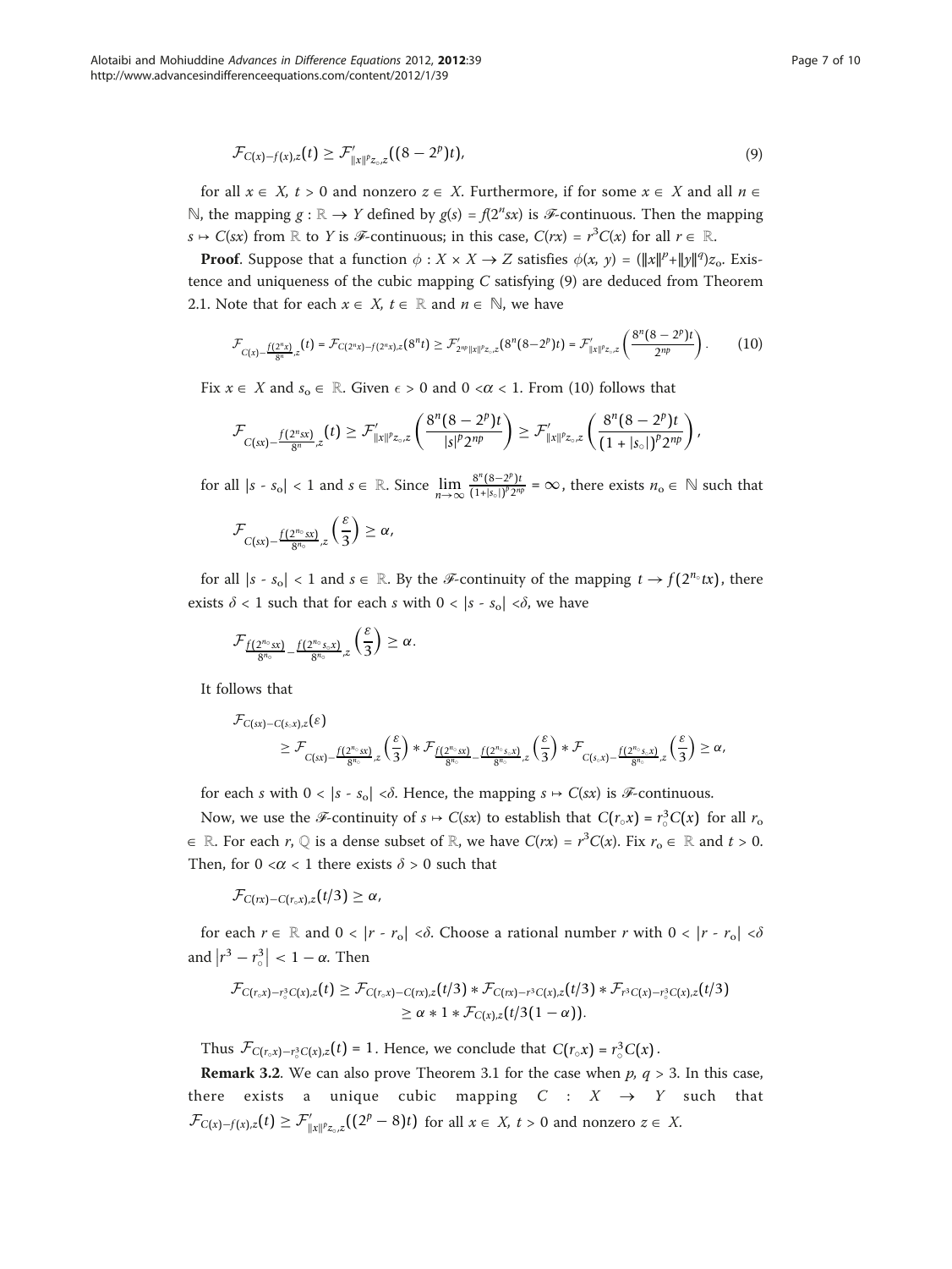$$\mathcal{F}_{C(x)-f(x),z}(t) \geq \mathcal{F}'_{\|x\|^p z_\circ, z}((8-2^p)t), \tag{9}$$

for all $x \in X$, $t > 0$ and nonzero $z \in X$. Furthermore, if for some $x \in X$ and all $n \in \mathbb{N}$, the mapping $g : \mathbb{R} \to Y$ defined by $g(s) = f(2^n sx)$ is $\mathscr{F}$-continuous. Then the mapping $s \mapsto C(sx)$ from $\mathbb{R}$ to $Y$ is $\mathscr{F}$-continuous; in this case, $C(rx) = r^3 C(x)$ for all $r \in \mathbb{R}$.

**Proof**. Suppose that a function $\phi : X \times X \to Z$ satisfies $\phi(x, y) = (\|x\|^p + \|y\|^q) z_\circ$. Existence and uniqueness of the cubic mapping $C$ satisfying (9) are deduced from Theorem 2.1. Note that for each $x \in X$, $t \in \mathbb{R}$ and $n \in \mathbb{N}$, we have

$$\mathcal{F}_{C(x)-\frac{f(2^n x)}{8^n},z}(t) = \mathcal{F}_{C(2^n x)-f(2^n x),z}(8^n t) \geq \mathcal{F}'_{2^{np}\|x\|^p z_\circ, z}(8^n(8-2^p)t) = \mathcal{F}'_{\|x\|^p z_\circ, z}\left(\frac{8^n(8-2^p)t}{2^{np}}\right). \tag{10}$$

Fix $x \in X$ and $s_\circ \in \mathbb{R}$. Given $\epsilon > 0$ and $0 < \alpha < 1$. From (10) follows that

$$\mathcal{F}_{C(sx)-\frac{f(2^n sx)}{8^n},z}(t) \geq \mathcal{F}'_{\|x\|^p z_\circ, z}\left(\frac{8^n(8-2^p)t}{|s|^p 2^{np}}\right) \geq \mathcal{F}'_{\|x\|^p z_\circ, z}\left(\frac{8^n(8-2^p)t}{(1+|s_\circ|)^p 2^{np}}\right),$$

for all $|s - s_\circ| < 1$ and $s \in \mathbb{R}$. Since $\lim_{n\to\infty} \frac{8^n(8-2^p)t}{(1+|s_\circ|)^p 2^{np}} = \infty$, there exists $n_\circ \in \mathbb{N}$ such that

$$\mathcal{F}_{C(sx)-\frac{f(2^{n_\circ} sx)}{8^{n_\circ}},z}\left(\frac{\varepsilon}{3}\right) \geq \alpha,$$

for all $|s - s_\circ| < 1$ and $s \in \mathbb{R}$. By the $\mathscr{F}$-continuity of the mapping $t \to f(2^{n_\circ} tx)$, there exists $\delta < 1$ such that for each $s$ with $0 < |s - s_\circ| < \delta$, we have

$$\mathcal{F}_{\frac{f(2^{n_\circ} sx)}{8^{n_\circ}}-\frac{f(2^{n_\circ} s_\circ x)}{8^{n_\circ}},z}\left(\frac{\varepsilon}{3}\right) \geq \alpha.$$

It follows that

$$\begin{aligned}
&\mathcal{F}_{C(sx)-C(s_\circ x),z}(\varepsilon) \\
&\qquad \geq \mathcal{F}_{C(sx)-\frac{f(2^{n_\circ} sx)}{8^{n_\circ}},z}\left(\frac{\varepsilon}{3}\right) * \mathcal{F}_{\frac{f(2^{n_\circ} sx)}{8^{n_\circ}}-\frac{f(2^{n_\circ} s_\circ x)}{8^{n_\circ}},z}\left(\frac{\varepsilon}{3}\right) * \mathcal{F}_{C(s_\circ x)-\frac{f(2^{n_\circ} s_\circ x)}{8^{n_\circ}},z}\left(\frac{\varepsilon}{3}\right) \geq \alpha,
\end{aligned}$$

for each $s$ with $0 < |s - s_\circ| < \delta$. Hence, the mapping $s \mapsto C(sx)$ is $\mathscr{F}$-continuous.

Now, we use the $\mathscr{F}$-continuity of $s \mapsto C(sx)$ to establish that $C(r_\circ x) = r_\circ^3 C(x)$ for all $r_\circ \in \mathbb{R}$. For each $r$, $\mathbb{Q}$ is a dense subset of $\mathbb{R}$, we have $C(rx) = r^3 C(x)$. Fix $r_\circ \in \mathbb{R}$ and $t > 0$. Then, for $0 < \alpha < 1$ there exists $\delta > 0$ such that

$$\mathcal{F}_{C(rx)-C(r_\circ x),z}(t/3) \geq \alpha,$$

for each $r \in \mathbb{R}$ and $0 < |r - r_\circ| < \delta$. Choose a rational number $r$ with $0 < |r - r_\circ| < \delta$ and $|r^3 - r_\circ^3| < 1 - \alpha$. Then

$$\begin{aligned}
\mathcal{F}_{C(r_\circ x)-r_\circ^3 C(x),z}(t) &\geq \mathcal{F}_{C(r_\circ x)-C(rx),z}(t/3) * \mathcal{F}_{C(rx)-r^3 C(x),z}(t/3) * \mathcal{F}_{r^3 C(x)-r_\circ^3 C(x),z}(t/3) \\
&\geq \alpha * 1 * \mathcal{F}_{C(x),z}(t/3(1-\alpha)).
\end{aligned}$$

Thus $\mathcal{F}_{C(r_\circ x)-r_\circ^3 C(x),z}(t) = 1$. Hence, we conclude that $C(r_\circ x) = r_\circ^3 C(x)$.

**Remark 3.2**. We can also prove Theorem 3.1 for the case when $p$, $q > 3$. In this case, there exists a unique cubic mapping $C : X \to Y$ such that $\mathcal{F}_{C(x)-f(x),z}(t) \geq \mathcal{F}'_{\|x\|^p z_\circ, z}((2^p - 8)t)$ for all $x \in X$, $t > 0$ and nonzero $z \in X$.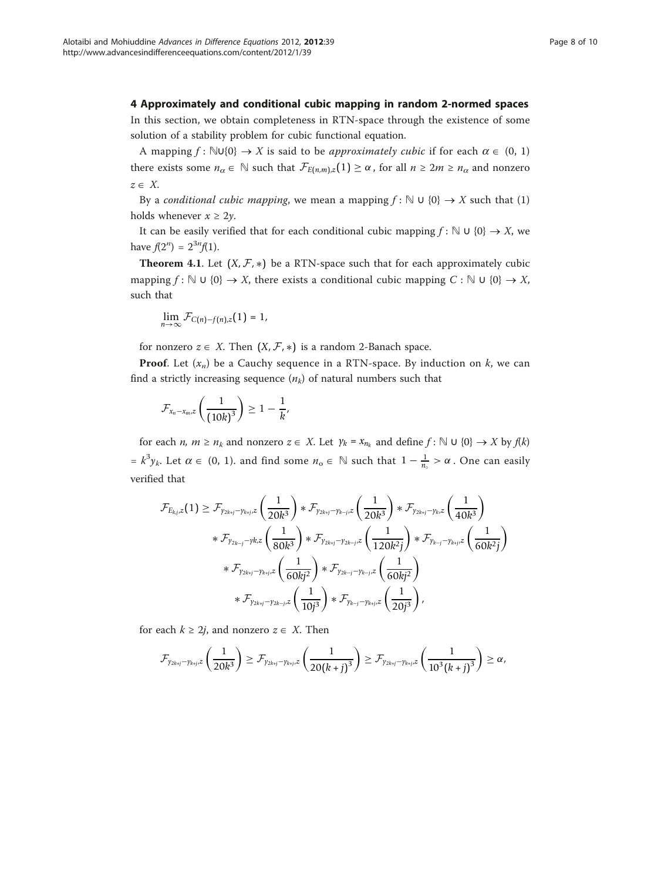## 4 Approximately and conditional cubic mapping in random 2-normed spaces

In this section, we obtain completeness in RTN-space through the existence of some solution of a stability problem for cubic functional equation.

A mapping $f : \mathbb{N}\cup\{0\} \to X$ is said to be *approximately cubic* if for each $\alpha \in (0, 1)$ there exists some $n_\alpha \in \mathbb{N}$ such that $\mathcal{F}_{E(n,m),z}(1) \geq \alpha$, for all $n \geq 2m \geq n_\alpha$ and nonzero $z \in X$.

By a *conditional cubic mapping*, we mean a mapping $f : \mathbb{N} \cup \{0\} \to X$ such that (1) holds whenever $x \geq 2y$.

It can be easily verified that for each conditional cubic mapping $f : \mathbb{N} \cup \{0\} \to X$, we have $f(2^n) = 2^{3n}f(1)$.

**Theorem 4.1**. Let $(X, \mathcal{F}, *)$ be a RTN-space such that for each approximately cubic mapping $f : \mathbb{N} \cup \{0\} \to X$, there exists a conditional cubic mapping $C : \mathbb{N} \cup \{0\} \to X$, such that

$$\lim_{n\to\infty} \mathcal{F}_{C(n)-f(n),z}(1) = 1,$$

for nonzero $z \in X$. Then $(X, \mathcal{F}, *)$ is a random 2-Banach space.

**Proof**. Let $(x_n)$ be a Cauchy sequence in a RTN-space. By induction on $k$, we can find a strictly increasing sequence $(n_k)$ of natural numbers such that

$$\mathcal{F}_{x_n-x_m,z}\left(\frac{1}{(10k)^3}\right) \geq 1 - \frac{1}{k},$$

for each $n$, $m \geq n_k$ and nonzero $z \in X$. Let $y_k = x_{n_k}$ and define $f : \mathbb{N} \cup \{0\} \to X$ by $f(k) = k^3y_k$. Let $\alpha \in (0, 1)$. and find some $n_\circ \in \mathbb{N}$ such that $1 - \frac{1}{n_\circ} > \alpha$. One can easily verified that

$$\begin{aligned}
\mathcal{F}_{E_{k,j},z}(1) \geq\ & \mathcal{F}_{y_{2k+j}-y_{k+j},z}\left(\frac{1}{20k^3}\right) * \mathcal{F}_{y_{2k+j}-y_{k-j},z}\left(\frac{1}{20k^3}\right) * \mathcal{F}_{y_{2k+j}-y_k,z}\left(\frac{1}{40k^3}\right) \\
& * \mathcal{F}_{y_{2k-j}-yk,z}\left(\frac{1}{80k^3}\right) * \mathcal{F}_{y_{2k+j}-y_{2k-j},z}\left(\frac{1}{120k^2j}\right) * \mathcal{F}_{y_{k-j}-y_{k+j},z}\left(\frac{1}{60k^2j}\right) \\
& * \mathcal{F}_{y_{2k+j}-y_{k+j},z}\left(\frac{1}{60kj^2}\right) * \mathcal{F}_{y_{2k-j}-y_{k-j},z}\left(\frac{1}{60kj^2}\right) \\
& * \mathcal{F}_{y_{2k+j}-y_{2k-j},z}\left(\frac{1}{10j^3}\right) * \mathcal{F}_{y_{k-j}-y_{k+j},z}\left(\frac{1}{20j^3}\right),
\end{aligned}$$

for each $k \geq 2j$, and nonzero $z \in X$. Then

$$\mathcal{F}_{y_{2k+j}-y_{k+j},z}\left(\frac{1}{20k^3}\right) \geq \mathcal{F}_{y_{2k+j}-y_{k+j},z}\left(\frac{1}{20(k+j)^3}\right) \geq \mathcal{F}_{y_{2k+j}-y_{k+j},z}\left(\frac{1}{10^3(k+j)^3}\right) \geq \alpha,$$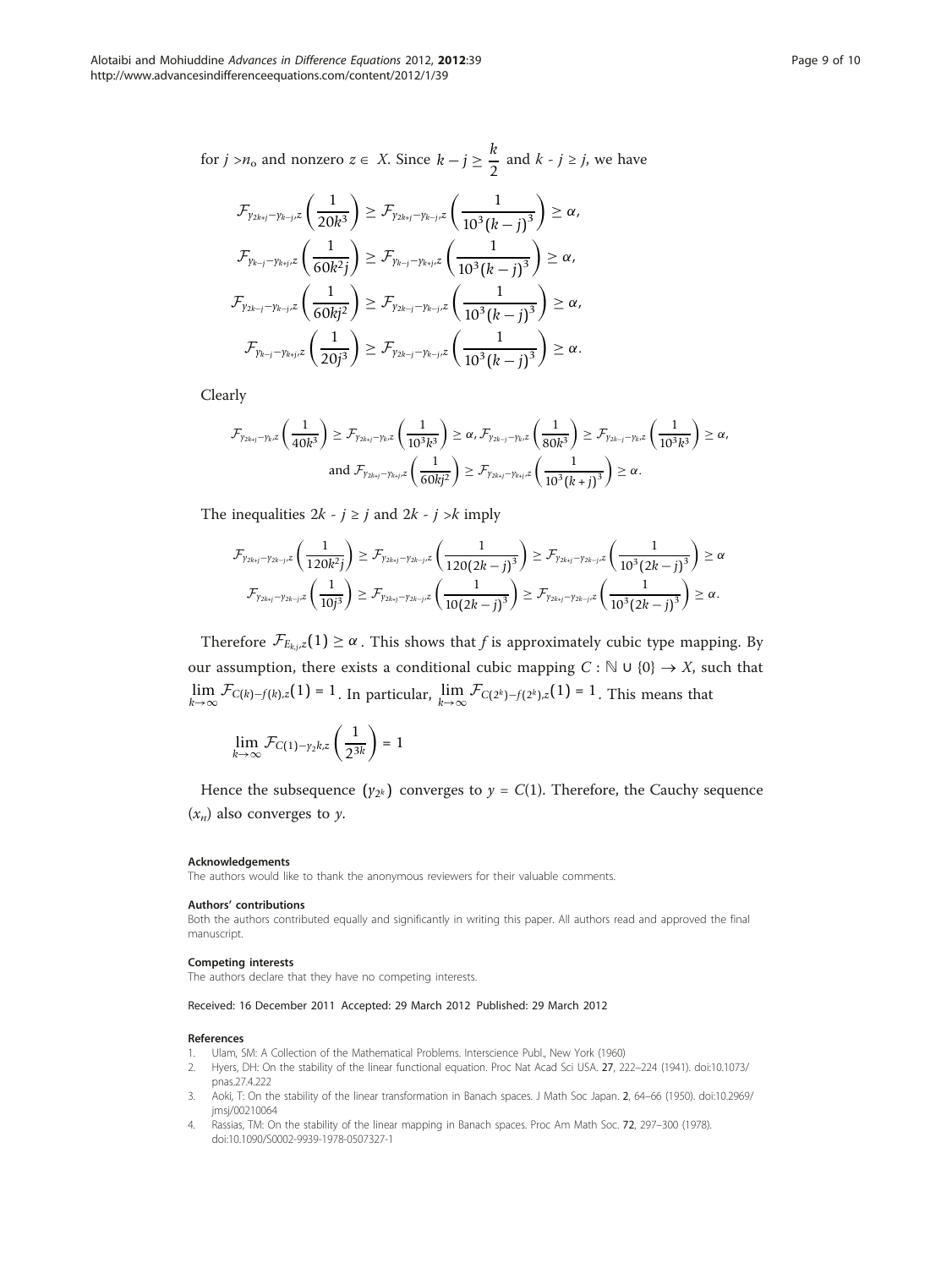for $j > n_o$ and nonzero $z \in X$. Since $k - j \geq \dfrac{k}{2}$ and $k - j \geq j$, we have

$$\mathcal{F}_{y_{2k+j}-y_{k-j},z}\left(\frac{1}{20k^3}\right) \geq \mathcal{F}_{y_{2k+j}-y_{k-j},z}\left(\frac{1}{10^3(k-j)^3}\right) \geq \alpha,$$

$$\mathcal{F}_{y_{k-j}-y_{k+j},z}\left(\frac{1}{60k^2j}\right) \geq \mathcal{F}_{y_{k-j}-y_{k+j},z}\left(\frac{1}{10^3(k-j)^3}\right) \geq \alpha,$$

$$\mathcal{F}_{y_{2k-j}-y_{k-j},z}\left(\frac{1}{60kj^2}\right) \geq \mathcal{F}_{y_{2k-j}-y_{k-j},z}\left(\frac{1}{10^3(k-j)^3}\right) \geq \alpha,$$

$$\mathcal{F}_{y_{k-j}-y_{k+j},z}\left(\frac{1}{20j^3}\right) \geq \mathcal{F}_{y_{2k-j}-y_{k-j},z}\left(\frac{1}{10^3(k-j)^3}\right) \geq \alpha.$$

Clearly

$$\mathcal{F}_{y_{2k+j}-y_k,z}\left(\frac{1}{40k^3}\right) \geq \mathcal{F}_{y_{2k+j}-y_k,z}\left(\frac{1}{10^3k^3}\right) \geq \alpha, \mathcal{F}_{y_{2k-j}-y_k,z}\left(\frac{1}{80k^3}\right) \geq \mathcal{F}_{y_{2k-j}-y_k,z}\left(\frac{1}{10^3k^3}\right) \geq \alpha,$$
$$\text{and } \mathcal{F}_{y_{2k+j}-y_{k+j},z}\left(\frac{1}{60kj^2}\right) \geq \mathcal{F}_{y_{2k+j}-y_{k+j},z}\left(\frac{1}{10^3(k+j)^3}\right) \geq \alpha.$$

The inequalities $2k - j \geq j$ and $2k - j > k$ imply

$$\mathcal{F}_{y_{2k+j}-y_{2k-j},z}\left(\frac{1}{120k^2j}\right) \geq \mathcal{F}_{y_{2k+j}-y_{2k-j},z}\left(\frac{1}{120(2k-j)^3}\right) \geq \mathcal{F}_{y_{2k+j}-y_{2k-j},z}\left(\frac{1}{10^3(2k-j)^3}\right) \geq \alpha$$
$$\mathcal{F}_{y_{2k+j}-y_{2k-j},z}\left(\frac{1}{10j^3}\right) \geq \mathcal{F}_{y_{2k+j}-y_{2k-j},z}\left(\frac{1}{10(2k-j)^3}\right) \geq \mathcal{F}_{y_{2k+j}-y_{2k-j},z}\left(\frac{1}{10^3(2k-j)^3}\right) \geq \alpha.$$

Therefore $\mathcal{F}_{E_{k,j},z}(1) \geq \alpha$. This shows that $f$ is approximately cubic type mapping. By our assumption, there exists a conditional cubic mapping $C : \mathbb{N} \cup \{0\} \to X$, such that $\lim_{k\to\infty} \mathcal{F}_{C(k)-f(k),z}(1) = 1$. In particular, $\lim_{k\to\infty} \mathcal{F}_{C(2^k)-f(2^k),z}(1) = 1$. This means that

$$\lim_{k\to\infty} \mathcal{F}_{C(1)-y_{2^k},z}\left(\frac{1}{2^{3k}}\right) = 1$$

Hence the subsequence $(y_{2^k})$ converges to $y = C(1)$. Therefore, the Cauchy sequence $(x_n)$ also converges to $y$.

#### Acknowledgements

The authors would like to thank the anonymous reviewers for their valuable comments.

#### Authors' contributions

Both the authors contributed equally and significantly in writing this paper. All authors read and approved the final manuscript.

#### Competing interests

The authors declare that they have no competing interests.

Received: 16 December 2011 Accepted: 29 March 2012 Published: 29 March 2012

#### References

1. Ulam, SM: A Collection of the Mathematical Problems. Interscience Publ., New York (1960)
2. Hyers, DH: On the stability of the linear functional equation. Proc Nat Acad Sci USA. **27**, 222–224 (1941). doi:10.1073/pnas.27.4.222
3. Aoki, T: On the stability of the linear transformation in Banach spaces. J Math Soc Japan. **2**, 64–66 (1950). doi:10.2969/jmsj/00210064
4. Rassias, TM: On the stability of the linear mapping in Banach spaces. Proc Am Math Soc. **72**, 297–300 (1978). doi:10.1090/S0002-9939-1978-0507327-1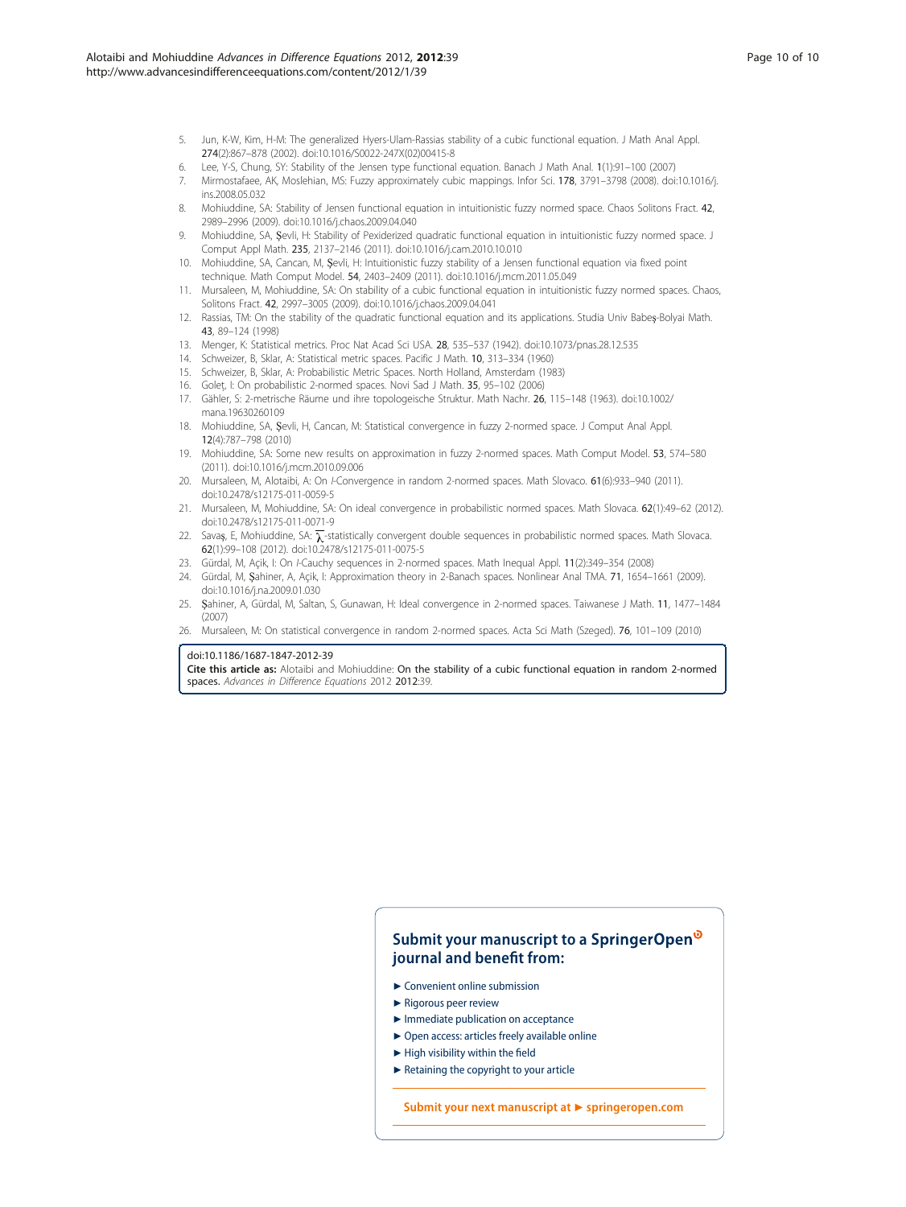5. Jun, K-W, Kim, H-M: The generalized Hyers-Ulam-Rassias stability of a cubic functional equation. J Math Anal Appl. **274**(2):867–878 (2002). doi:10.1016/S0022-247X(02)00415-8
6. Lee, Y-S, Chung, SY: Stability of the Jensen type functional equation. Banach J Math Anal. **1**(1):91–100 (2007)
7. Mirmostafaee, AK, Moslehian, MS: Fuzzy approximately cubic mappings. Infor Sci. **178**, 3791–3798 (2008). doi:10.1016/j.ins.2008.05.032
8. Mohiuddine, SA: Stability of Jensen functional equation in intuitionistic fuzzy normed space. Chaos Solitons Fract. **42**, 2989–2996 (2009). doi:10.1016/j.chaos.2009.04.040
9. Mohiuddine, SA, Şevli, H: Stability of Pexiderized quadratic functional equation in intuitionistic fuzzy normed space. J Comput Appl Math. **235**, 2137–2146 (2011). doi:10.1016/j.cam.2010.10.010
10. Mohiuddine, SA, Cancan, M, Şevli, H: Intuitionistic fuzzy stability of a Jensen functional equation via fixed point technique. Math Comput Model. **54**, 2403–2409 (2011). doi:10.1016/j.mcm.2011.05.049
11. Mursaleen, M, Mohiuddine, SA: On stability of a cubic functional equation in intuitionistic fuzzy normed spaces. Chaos, Solitons Fract. **42**, 2997–3005 (2009). doi:10.1016/j.chaos.2009.04.041
12. Rassias, TM: On the stability of the quadratic functional equation and its applications. Studia Univ Babeş-Bolyai Math. **43**, 89–124 (1998)
13. Menger, K: Statistical metrics. Proc Nat Acad Sci USA. **28**, 535–537 (1942). doi:10.1073/pnas.28.12.535
14. Schweizer, B, Sklar, A: Statistical metric spaces. Pacific J Math. **10**, 313–334 (1960)
15. Schweizer, B, Sklar, A: Probabilistic Metric Spaces. North Holland, Amsterdam (1983)
16. Goleţ, I: On probabilistic 2-normed spaces. Novi Sad J Math. **35**, 95–102 (2006)
17. Gähler, S: 2-metrische Räume und ihre topologeische Struktur. Math Nachr. **26**, 115–148 (1963). doi:10.1002/mana.19630260109
18. Mohiuddine, SA, Şevli, H, Cancan, M: Statistical convergence in fuzzy 2-normed space. J Comput Anal Appl. **12**(4):787–798 (2010)
19. Mohiuddine, SA: Some new results on approximation in fuzzy 2-normed spaces. Math Comput Model. **53**, 574–580 (2011). doi:10.1016/j.mcm.2010.09.006
20. Mursaleen, M, Alotaibi, A: On *I*-Convergence in random 2-normed spaces. Math Slovaco. **61**(6):933–940 (2011). doi:10.2478/s12175-011-0059-5
21. Mursaleen, M, Mohiuddine, SA: On ideal convergence in probabilistic normed spaces. Math Slovaca. **62**(1):49–62 (2012). doi:10.2478/s12175-011-0071-9
22. Savaş, E, Mohiuddine, SA: $\overline{\lambda}$-statistically convergent double sequences in probabilistic normed spaces. Math Slovaca. **62**(1):99–108 (2012). doi:10.2478/s12175-011-0075-5
23. Gürdal, M, Açik, I: On *I*-Cauchy sequences in 2-normed spaces. Math Inequal Appl. **11**(2):349–354 (2008)
24. Gürdal, M, Şahiner, A, Açik, I: Approximation theory in 2-Banach spaces. Nonlinear Anal TMA. **71**, 1654–1661 (2009). doi:10.1016/j.na.2009.01.030
25. Şahiner, A, Gürdal, M, Saltan, S, Gunawan, H: Ideal convergence in 2-normed spaces. Taiwanese J Math. **11**, 1477–1484 (2007)
26. Mursaleen, M: On statistical convergence in random 2-normed spaces. Acta Sci Math (Szeged). **76**, 101–109 (2010)

doi:10.1186/1687-1847-2012-39
**Cite this article as:** Alotaibi and Mohiuddine: On the stability of a cubic functional equation in random 2-normed spaces. *Advances in Difference Equations* 2012 **2012**:39.

**Submit your manuscript to a SpringerOpen journal and benefit from:**

- ► Convenient online submission
- ► Rigorous peer review
- ► Immediate publication on acceptance
- ► Open access: articles freely available online
- ► High visibility within the field
- ► Retaining the copyright to your article

**Submit your next manuscript at ► springeropen.com**